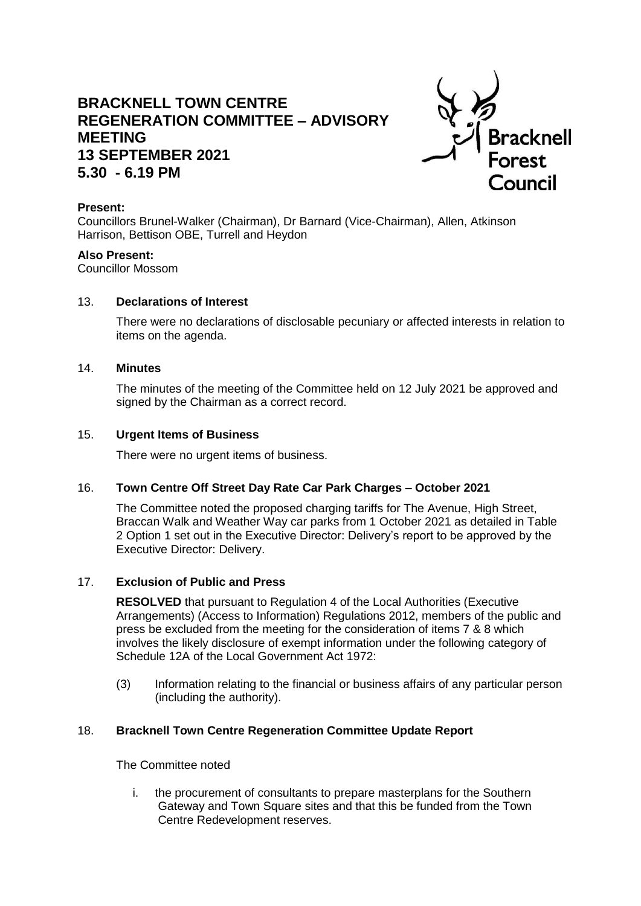# BRACKNELL TOWN CENTRE REGENERATION COMMITTEE – ADVISORY MEETING
# 13 SEPTEMBER 2021
# 5.30 - 6.19 PM

Bracknell Forest Council

**Present:**
Councillors Brunel-Walker (Chairman), Dr Barnard (Vice-Chairman), Allen, Atkinson Harrison, Bettison OBE, Turrell and Heydon

**Also Present:**
Councillor Mossom

13. **Declarations of Interest**

    There were no declarations of disclosable pecuniary or affected interests in relation to items on the agenda.

14. **Minutes**

    The minutes of the meeting of the Committee held on 12 July 2021 be approved and signed by the Chairman as a correct record.

15. **Urgent Items of Business**

    There were no urgent items of business.

16. **Town Centre Off Street Day Rate Car Park Charges – October 2021**

    The Committee noted the proposed charging tariffs for The Avenue, High Street, Braccan Walk and Weather Way car parks from 1 October 2021 as detailed in Table 2 Option 1 set out in the Executive Director: Delivery's report to be approved by the Executive Director: Delivery.

17. **Exclusion of Public and Press**

    **RESOLVED** that pursuant to Regulation 4 of the Local Authorities (Executive Arrangements) (Access to Information) Regulations 2012, members of the public and press be excluded from the meeting for the consideration of items 7 & 8 which involves the likely disclosure of exempt information under the following category of Schedule 12A of the Local Government Act 1972:

    (3) Information relating to the financial or business affairs of any particular person (including the authority).

18. **Bracknell Town Centre Regeneration Committee Update Report**

    The Committee noted

    i. the procurement of consultants to prepare masterplans for the Southern Gateway and Town Square sites and that this be funded from the Town Centre Redevelopment reserves.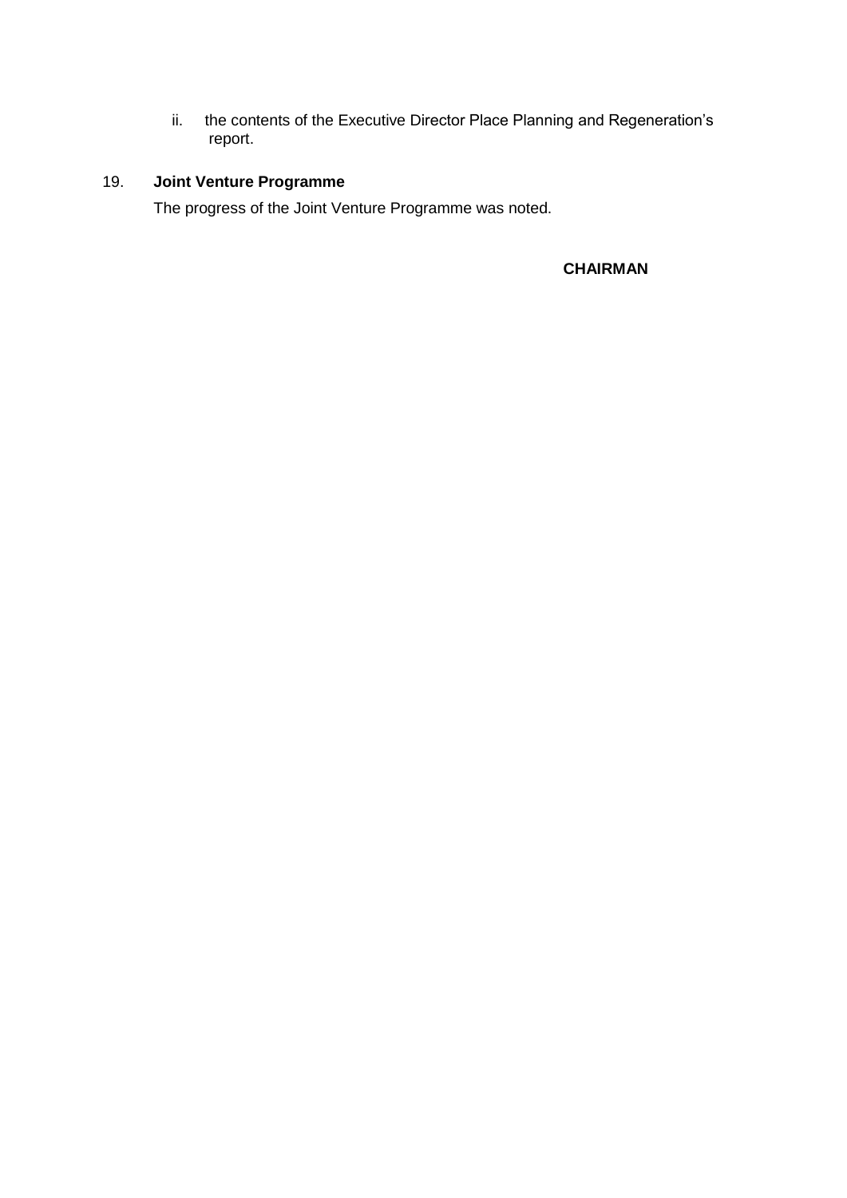ii. the contents of the Executive Director Place Planning and Regeneration's report.

19. **Joint Venture Programme**

The progress of the Joint Venture Programme was noted.

**CHAIRMAN**